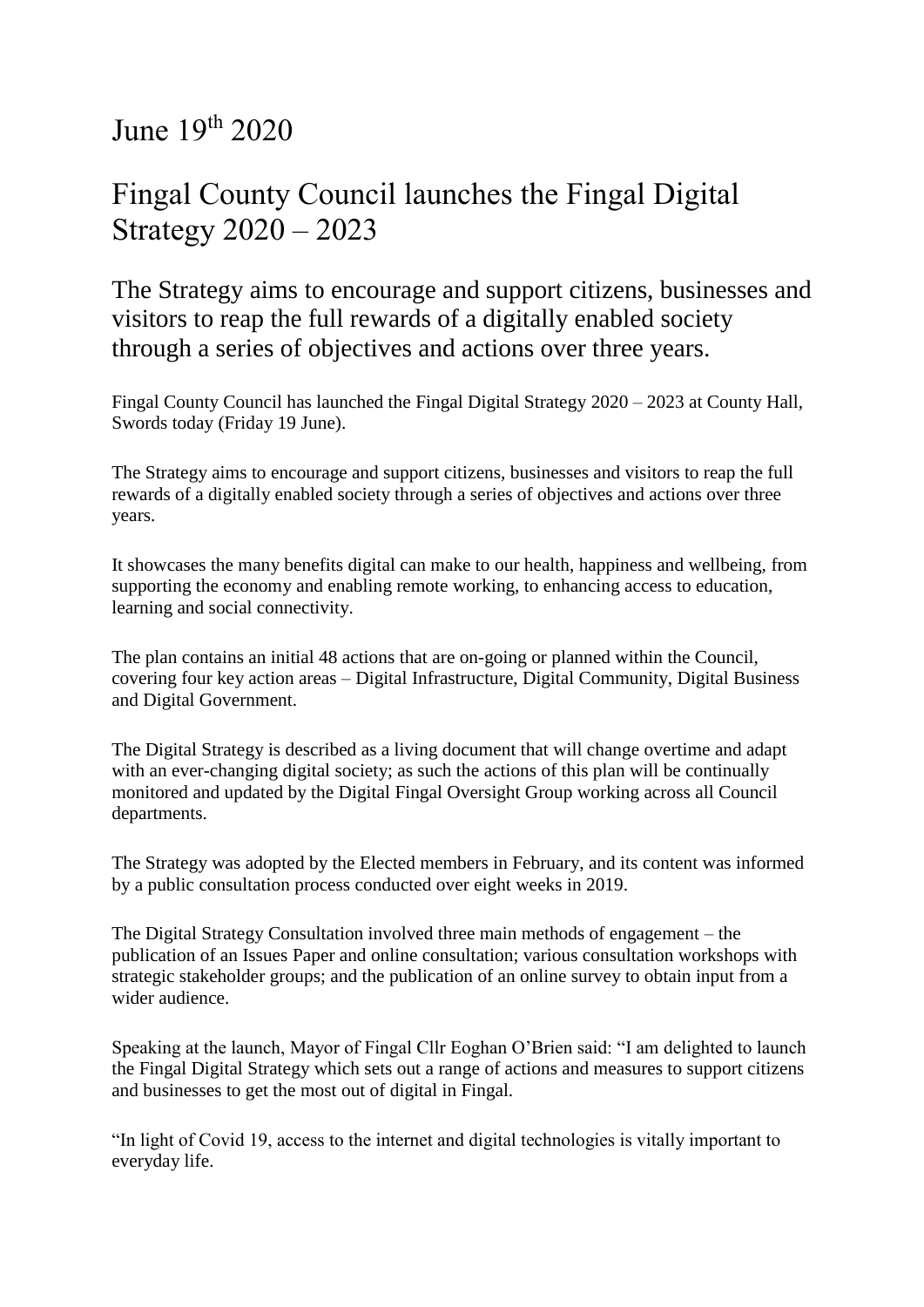June 19th 2020

# Fingal County Council launches the Fingal Digital Strategy 2020 – 2023

## The Strategy aims to encourage and support citizens, businesses and visitors to reap the full rewards of a digitally enabled society through a series of objectives and actions over three years.

Fingal County Council has launched the Fingal Digital Strategy 2020 – 2023 at County Hall, Swords today (Friday 19 June).

The Strategy aims to encourage and support citizens, businesses and visitors to reap the full rewards of a digitally enabled society through a series of objectives and actions over three years.

It showcases the many benefits digital can make to our health, happiness and wellbeing, from supporting the economy and enabling remote working, to enhancing access to education, learning and social connectivity.

The plan contains an initial 48 actions that are on-going or planned within the Council, covering four key action areas – Digital Infrastructure, Digital Community, Digital Business and Digital Government.

The Digital Strategy is described as a living document that will change overtime and adapt with an ever-changing digital society; as such the actions of this plan will be continually monitored and updated by the Digital Fingal Oversight Group working across all Council departments.

The Strategy was adopted by the Elected members in February, and its content was informed by a public consultation process conducted over eight weeks in 2019.

The Digital Strategy Consultation involved three main methods of engagement – the publication of an Issues Paper and online consultation; various consultation workshops with strategic stakeholder groups; and the publication of an online survey to obtain input from a wider audience.

Speaking at the launch, Mayor of Fingal Cllr Eoghan O'Brien said: "I am delighted to launch the Fingal Digital Strategy which sets out a range of actions and measures to support citizens and businesses to get the most out of digital in Fingal.

"In light of Covid 19, access to the internet and digital technologies is vitally important to everyday life.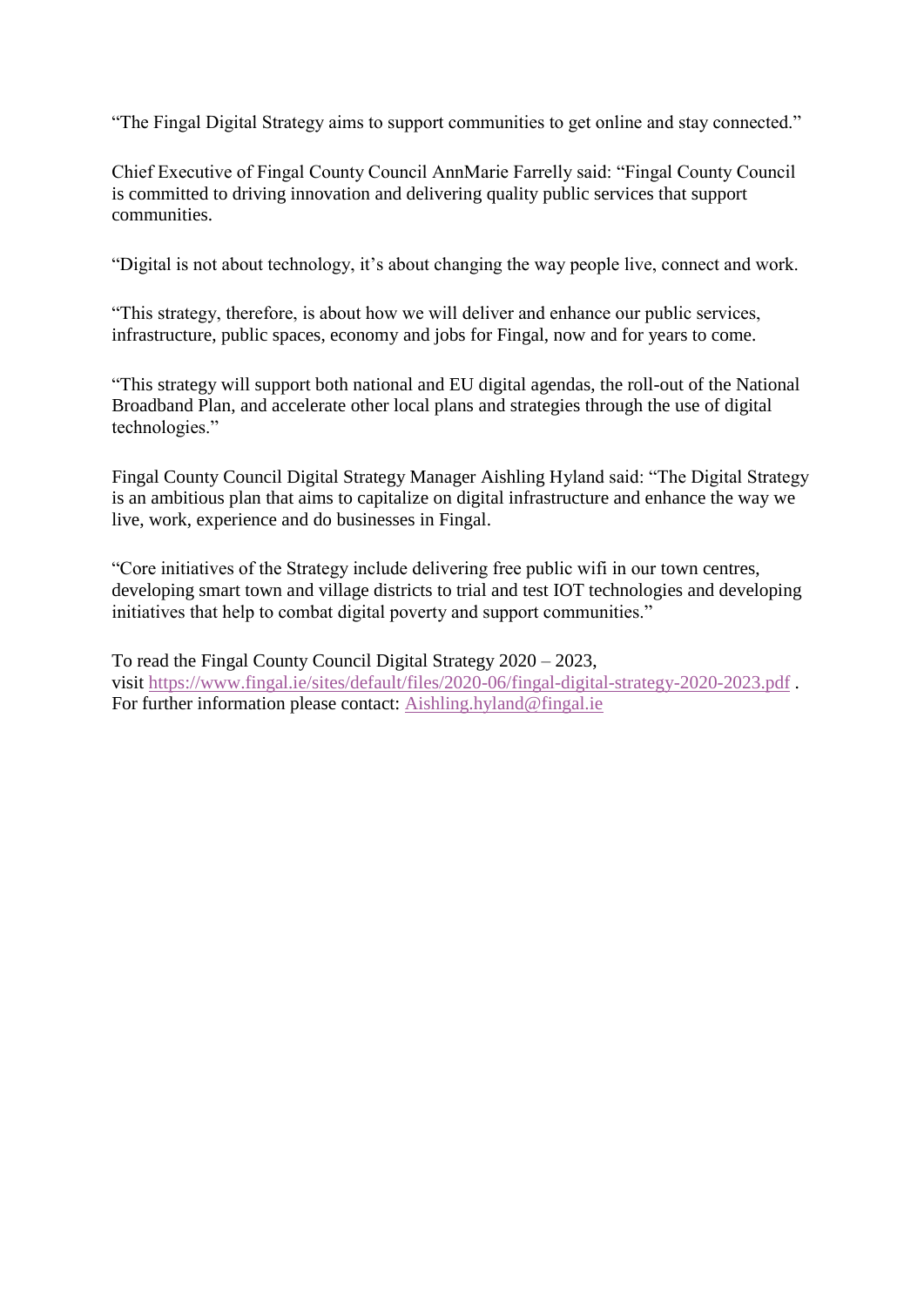"The Fingal Digital Strategy aims to support communities to get online and stay connected."

Chief Executive of Fingal County Council AnnMarie Farrelly said: "Fingal County Council is committed to driving innovation and delivering quality public services that support communities.

"Digital is not about technology, it's about changing the way people live, connect and work.

"This strategy, therefore, is about how we will deliver and enhance our public services, infrastructure, public spaces, economy and jobs for Fingal, now and for years to come.

"This strategy will support both national and EU digital agendas, the roll-out of the National Broadband Plan, and accelerate other local plans and strategies through the use of digital technologies."

Fingal County Council Digital Strategy Manager Aishling Hyland said: "The Digital Strategy is an ambitious plan that aims to capitalize on digital infrastructure and enhance the way we live, work, experience and do businesses in Fingal.

"Core initiatives of the Strategy include delivering free public wifi in our town centres, developing smart town and village districts to trial and test IOT technologies and developing initiatives that help to combat digital poverty and support communities."

To read the Fingal County Council Digital Strategy 2020 – 2023, visit https://www.fingal.ie/sites/default/files/2020-06/fingal-digital-strategy-2020-2023.pdf . For further information please contact: Aishling.hyland@fingal.ie